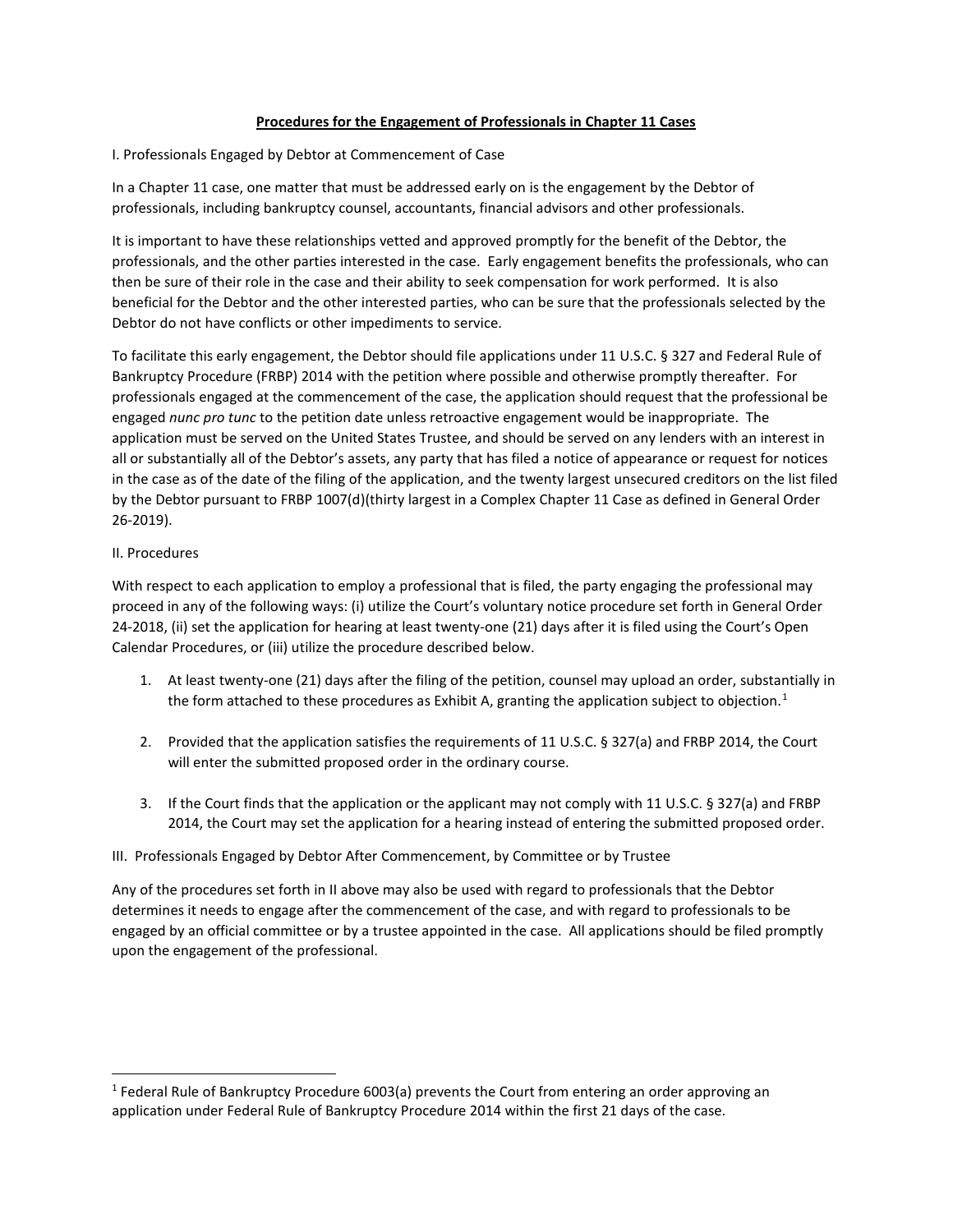# Procedures for the Engagement of Professionals in Chapter 11 Cases

## I. Professionals Engaged by Debtor at Commencement of Case

In a Chapter 11 case, one matter that must be addressed early on is the engagement by the Debtor of professionals, including bankruptcy counsel, accountants, financial advisors and other professionals.

It is important to have these relationships vetted and approved promptly for the benefit of the Debtor, the professionals, and the other parties interested in the case. Early engagement benefits the professionals, who can then be sure of their role in the case and their ability to seek compensation for work performed. It is also beneficial for the Debtor and the other interested parties, who can be sure that the professionals selected by the Debtor do not have conflicts or other impediments to service.

To facilitate this early engagement, the Debtor should file applications under 11 U.S.C. § 327 and Federal Rule of Bankruptcy Procedure (FRBP) 2014 with the petition where possible and otherwise promptly thereafter. For professionals engaged at the commencement of the case, the application should request that the professional be engaged *nunc pro tunc* to the petition date unless retroactive engagement would be inappropriate. The application must be served on the United States Trustee, and should be served on any lenders with an interest in all or substantially all of the Debtor's assets, any party that has filed a notice of appearance or request for notices in the case as of the date of the filing of the application, and the twenty largest unsecured creditors on the list filed by the Debtor pursuant to FRBP 1007(d)(thirty largest in a Complex Chapter 11 Case as defined in General Order 26-2019).

## II. Procedures

With respect to each application to employ a professional that is filed, the party engaging the professional may proceed in any of the following ways: (i) utilize the Court's voluntary notice procedure set forth in General Order 24-2018, (ii) set the application for hearing at least twenty-one (21) days after it is filed using the Court's Open Calendar Procedures, or (iii) utilize the procedure described below.

1. At least twenty-one (21) days after the filing of the petition, counsel may upload an order, substantially in the form attached to these procedures as Exhibit A, granting the application subject to objection.[1]

2. Provided that the application satisfies the requirements of 11 U.S.C. § 327(a) and FRBP 2014, the Court will enter the submitted proposed order in the ordinary course.

3. If the Court finds that the application or the applicant may not comply with 11 U.S.C. § 327(a) and FRBP 2014, the Court may set the application for a hearing instead of entering the submitted proposed order.

## III. Professionals Engaged by Debtor After Commencement, by Committee or by Trustee

Any of the procedures set forth in II above may also be used with regard to professionals that the Debtor determines it needs to engage after the commencement of the case, and with regard to professionals to be engaged by an official committee or by a trustee appointed in the case. All applications should be filed promptly upon the engagement of the professional.

---

[1] Federal Rule of Bankruptcy Procedure 6003(a) prevents the Court from entering an order approving an application under Federal Rule of Bankruptcy Procedure 2014 within the first 21 days of the case.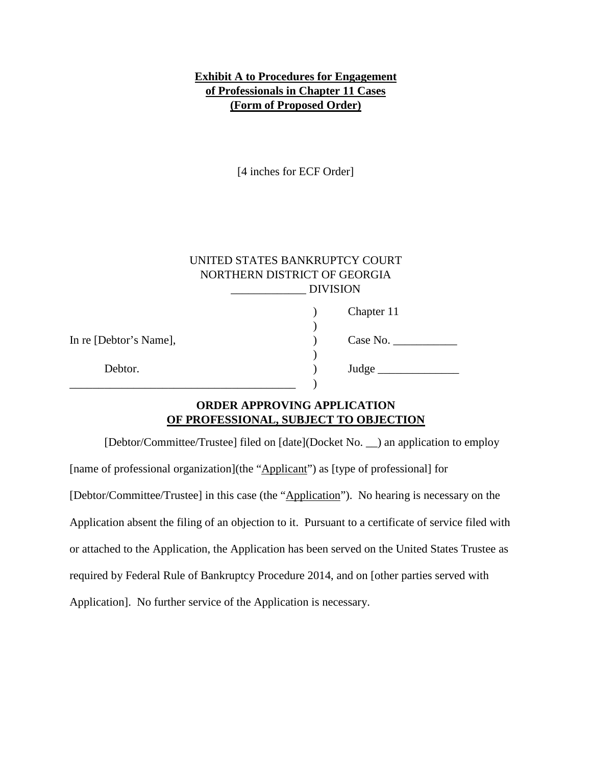**Exhibit A to Procedures for Engagement of Professionals in Chapter 11 Cases (Form of Proposed Order)**

[4 inches for ECF Order]

UNITED STATES BANKRUPTCY COURT
NORTHERN DISTRICT OF GEORGIA
_____________ DIVISION

| | | |
|---|---|---|
| | ) | Chapter 11 |
| | ) | |
| In re [Debtor's Name], | ) | Case No. ___________ |
| | ) | |
| Debtor. | ) | Judge ______________ |
| _______________________________________ | ) | |

**ORDER APPROVING APPLICATION OF PROFESSIONAL, SUBJECT TO OBJECTION**

[Debtor/Committee/Trustee] filed on [date](Docket No. __) an application to employ [name of professional organization](the "Applicant") as [type of professional] for [Debtor/Committee/Trustee] in this case (the "Application"). No hearing is necessary on the Application absent the filing of an objection to it. Pursuant to a certificate of service filed with or attached to the Application, the Application has been served on the United States Trustee as required by Federal Rule of Bankruptcy Procedure 2014, and on [other parties served with Application]. No further service of the Application is necessary.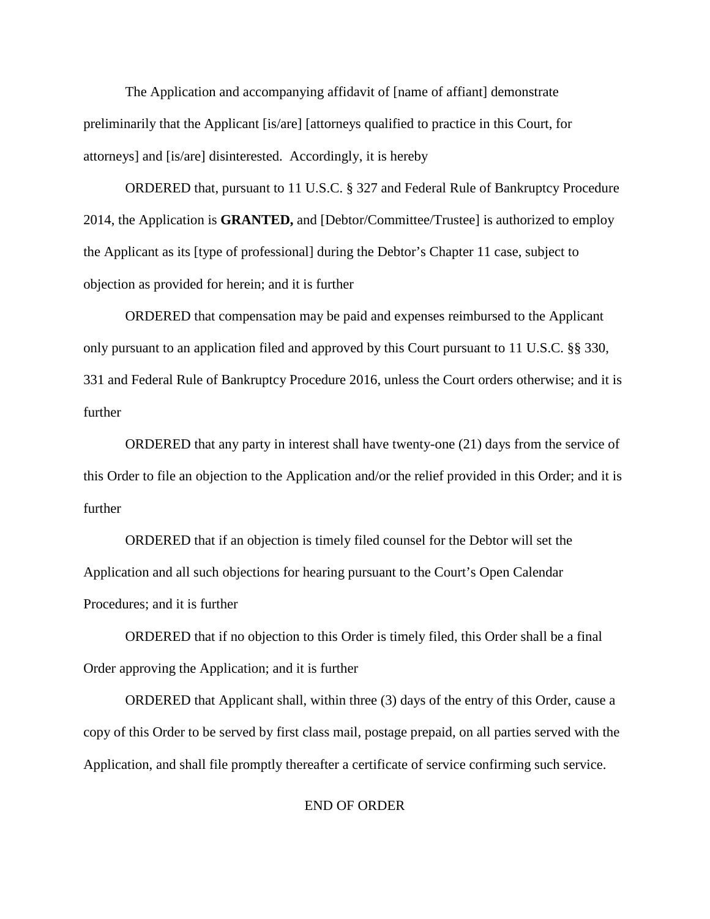The Application and accompanying affidavit of [name of affiant] demonstrate preliminarily that the Applicant [is/are] [attorneys qualified to practice in this Court, for attorneys] and [is/are] disinterested. Accordingly, it is hereby

ORDERED that, pursuant to 11 U.S.C. § 327 and Federal Rule of Bankruptcy Procedure 2014, the Application is **GRANTED,** and [Debtor/Committee/Trustee] is authorized to employ the Applicant as its [type of professional] during the Debtor's Chapter 11 case, subject to objection as provided for herein; and it is further

ORDERED that compensation may be paid and expenses reimbursed to the Applicant only pursuant to an application filed and approved by this Court pursuant to 11 U.S.C. §§ 330, 331 and Federal Rule of Bankruptcy Procedure 2016, unless the Court orders otherwise; and it is further

ORDERED that any party in interest shall have twenty-one (21) days from the service of this Order to file an objection to the Application and/or the relief provided in this Order; and it is further

ORDERED that if an objection is timely filed counsel for the Debtor will set the Application and all such objections for hearing pursuant to the Court's Open Calendar Procedures; and it is further

ORDERED that if no objection to this Order is timely filed, this Order shall be a final Order approving the Application; and it is further

ORDERED that Applicant shall, within three (3) days of the entry of this Order, cause a copy of this Order to be served by first class mail, postage prepaid, on all parties served with the Application, and shall file promptly thereafter a certificate of service confirming such service.

END OF ORDER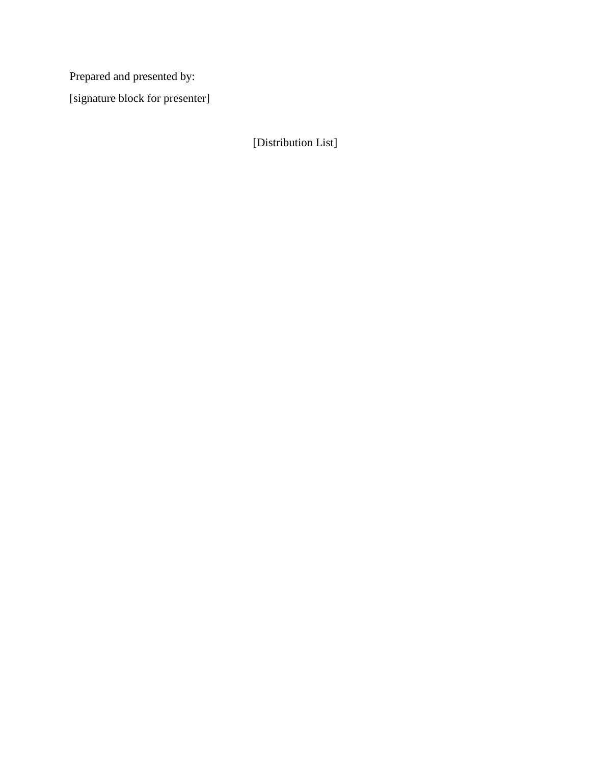Prepared and presented by:

[signature block for presenter]

[Distribution List]